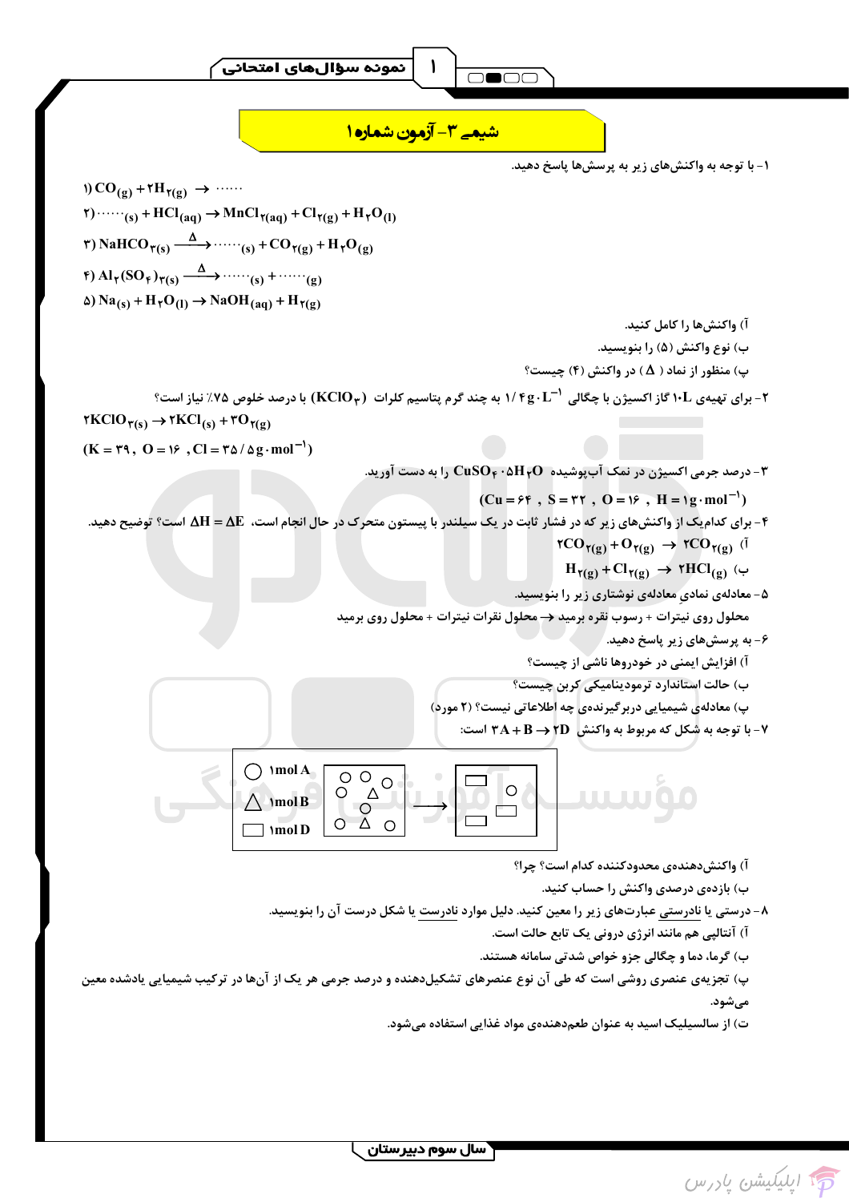# شیمی ۳- آزمون شماره ۱

۱- با توجه به واکنش‌های زیر به پرسش‌ها پاسخ دهید.

۱) $CO_{(g)} + 2H_{2(g)} \rightarrow \cdots\cdots$

۲) $\cdots\cdots_{(s)} + HCl_{(aq)} \rightarrow MnCl_{2(aq)} + Cl_{2(g)} + H_2O_{(l)}$

۳) $NaHCO_{3(s)} \xrightarrow{\Delta} \cdots\cdots_{(s)} + CO_{2(g)} + H_2O_{(g)}$

۴) $Al_2(SO_4)_{3(s)} \xrightarrow{\Delta} \cdots\cdots_{(s)} + \cdots\cdots_{(g)}$

۵) $Na_{(s)} + H_2O_{(l)} \rightarrow NaOH_{(aq)} + H_{2(g)}$

آ) واکنش‌ها را کامل کنید.

ب) نوع واکنش (۵) را بنویسید.

پ) منظور از نماد ( $\Delta$ ) در واکنش (۴) چیست؟

۲- برای تهیه‌ی $10L$ گاز اکسیژن با چگالی $1/4\,g \cdot L^{-1}$ به چند گرم پتاسیم کلرات $(KClO_3)$ با درصد خلوص ۷۵٪ نیاز است؟

$2KClO_{3(s)} \rightarrow 2KCl_{(s)} + 3O_{2(g)}$

$(K = 39 ,\ O = 16 \ ,Cl = 35/5\,g \cdot mol^{-1})$

۳- درصد جرمی اکسیژن در نمک آب‌پوشیده $CuSO_4 \cdot 5H_2O$ را به دست آورید.

$(Cu = 64 \ ,\ S = 32 \ ,\ O = 16 \ ,\ H = 1\,g \cdot mol^{-1})$

۴- برای کدام‌یک از واکنش‌های زیر که در فشار ثابت در یک سیلندر با پیستون متحرک در حال انجام است، $\Delta H = \Delta E$ است؟ توضیح دهید.

آ) $2CO_{(g)} + O_{2(g)} \rightarrow 2CO_{2(g)}$

ب) $H_{2(g)} + Cl_{2(g)} \rightarrow 2HCl_{(g)}$

۵- معادله‌ی نمادیِ معادله‌ی نوشتاری زیر را بنویسید.

محلول روی نیترات + رسوب نقره برمید ← محلول نقرات نیترات + محلول روی برمید

۶- به پرسش‌های زیر پاسخ دهید.

آ) افزایش ایمنی در خودروها ناشی از چیست؟

ب) حالت استاندارد ترمودینامیکی کربن چیست؟

پ) معادله‌ی شیمیایی دربرگیرنده‌ی چه اطلاعاتی نیست؟ (۲ مورد)

۷- با توجه به شکل که مربوط به واکنش $3A + B \rightarrow 2D$ است:

(راهنمای شکل: دایره = $1mol\,A$ ، مثلث = $1mol\,B$ ، مستطیل = $1mol\,D$)

آ) واکنش‌دهنده‌ی محدودکننده کدام است؟ چرا؟

ب) بازده‌ی درصدی واکنش را حساب کنید.

۸- درستی یا نادرستی عبارت‌های زیر را معین کنید. دلیل موارد نادرست یا شکل درست آن را بنویسید.

آ) آنتالپی هم مانند انرژی درونی یک تابع حالت است.

ب) گرما، دما و چگالی جزو خواص شدتی سامانه هستند.

پ) تجزیه‌ی عنصری روشی است که طی آن نوع عنصرهای تشکیل‌دهنده و درصد جرمی هر یک از آن‌ها در ترکیب شیمیایی یادشده معین می‌شود.

ت) از سالسیلیک اسید به عنوان طعم‌دهنده‌ی مواد غذایی استفاده می‌شود.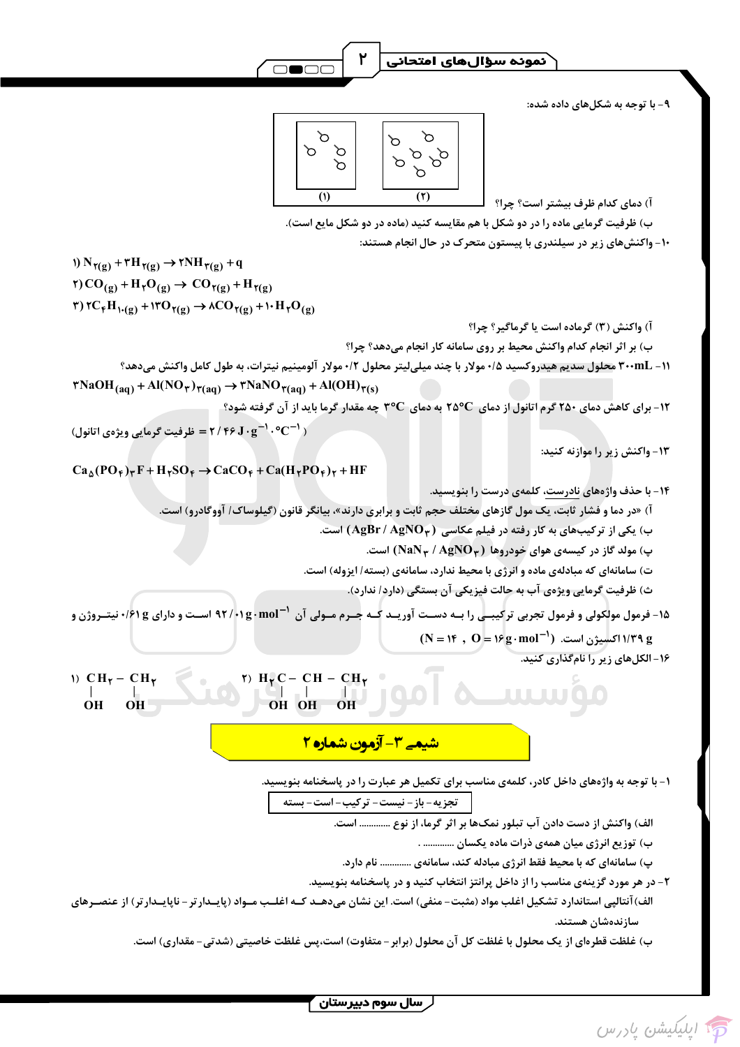۹- با توجه به شکل‌های داده شده:

(۱) (۲)

آ) دمای کدام ظرف بیشتر است؟ چرا؟

ب) ظرفیت گرمایی ماده را در دو شکل با هم مقایسه کنید (ماده در دو شکل مایع است).

۱۰- واکنش‌های زیر در سیلندری با پیستون متحرک در حال انجام هستند:

$$1)\ N_{2(g)} + 3H_{2(g)} \rightarrow 2NH_{3(g)} + q$$

$$2)\ CO_{(g)} + H_2O_{(g)} \rightarrow CO_{2(g)} + H_{2(g)}$$

$$3)\ 2C_4H_{10(g)} + 13O_{2(g)} \rightarrow 8CO_{2(g)} + 10H_2O_{(g)}$$

آ) واکنش (۳) گرماده است یا گرماگیر؟ چرا؟

ب) بر اثر انجام کدام واکنش محیط بر روی سامانه کار انجام می‌دهد؟ چرا؟

۱۱- $300mL$ محلول سدیم هیدروکسید ۰/۵ مولار با چند میلی‌لیتر محلول ۰/۲ مولار آلومینیم نیترات، به طول کامل واکنش می‌دهد؟

$$3NaOH_{(aq)} + Al(NO_3)_{3(aq)} \rightarrow 3NaNO_{3(aq)} + Al(OH)_{3(s)}$$

۱۲- برای کاهش دمای ۲۵۰ گرم اتانول از دمای $25°C$ به دمای $3°C$ چه مقدار گرما باید از آن گرفته شود؟

(ظرفیت گرمایی ویژه‌ی اتانول $= 2/46\ J \cdot g^{-1} \cdot °C^{-1}$)

۱۳- واکنش زیر را موازنه کنید:

$$Ca_5(PO_4)_3F + H_2SO_4 \rightarrow CaCO_4 + Ca(H_2PO_4)_2 + HF$$

۱۴- با حذف واژه‌های نادرست، کلمه‌ی درست را بنویسید.

آ) «در دما و فشار ثابت، یک مول گازهای مختلف حجم ثابت و برابری دارند»، بیانگر قانون (گیلوساک/ آووگادرو) است.

ب) یکی از ترکیب‌های به کار رفته در فیلم عکاسی $(AgBr / AgNO_3)$ است.

پ) مولد گاز در کیسه‌ی هوای خودروها $(NaN_3 / AgNO_3)$ است.

ت) سامانه‌ای که مبادله‌ی ماده و انرژی با محیط ندارد، سامانه‌ی (بسته/ ایزوله) است.

ث) ظرفیت گرمایی ویژه‌ی آب به حالت فیزیکی آن بستگی (دارد/ ندارد).

۱۵- فرمول مولکولی و فرمول تجربی ترکیبی را به دست آورید که جرم مولی آن $92/01 g \cdot mol^{-1}$ است و دارای $0/61 g$ نیتروژن و $1/39 g$ اکسیژن است. $(N = 14\ ,\ O = 16 g \cdot mol^{-1})$

۱۶- الکل‌های زیر را نام‌گذاری کنید.

۱) $CH_2 - CH_2$ (هر کربن با یک گروه OH)

۲) $H_2C - CH - CH_2$ (هر کربن با یک گروه OH)

## شیمی ۳- آزمون شماره ۲

۱- با توجه به واژه‌های داخل کادر، کلمه‌ی مناسب برای تکمیل هر عبارت را در پاسخنامه بنویسید.

| تجزیه - باز - نیست - ترکیب - است - بسته |
|---|

الف) واکنش از دست دادن آب تبلور نمک‌ها بر اثر گرما، از نوع ............ است.

ب) توزیع انرژی میان همه‌ی ذرات ماده یکسان ............ .

پ) سامانه‌ای که با محیط فقط انرژی مبادله کند، سامانه‌ی ............ نام دارد.

۲- در هر مورد گزینه‌ی مناسب را از داخل پرانتز انتخاب کنید و در پاسخنامه بنویسید.

الف) آنتالپی استاندارد تشکیل اغلب مواد (مثبت- منفی) است. این نشان می‌دهد که اغلب مواد (پایدارتر- ناپایدارتر) از عنصرهای سازنده‌شان هستند.

ب) غلظت قطره‌ای از یک محلول با غلظت کل آن محلول (برابر- متفاوت) است، پس غلظت خاصیتی (شدتی- مقداری) است.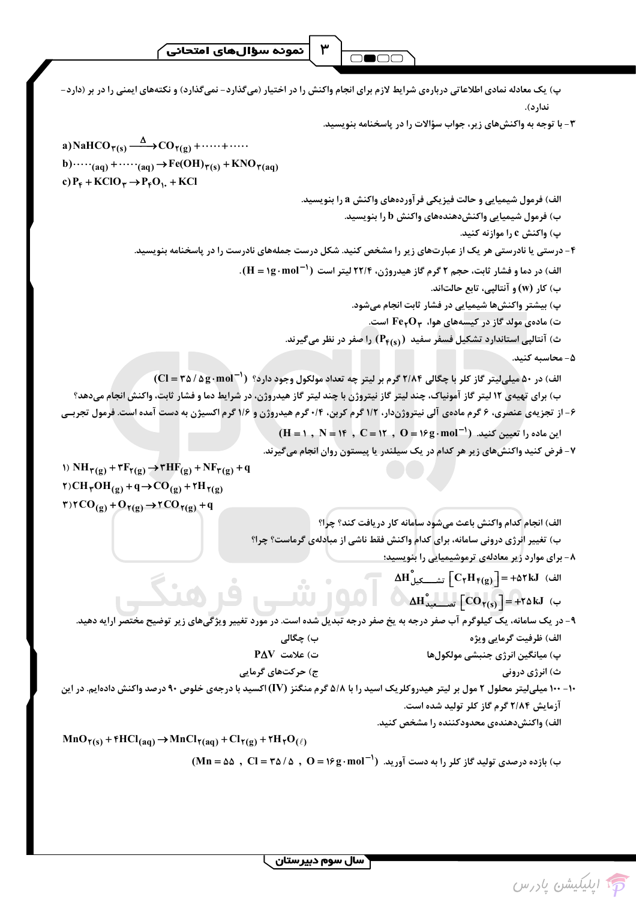پ) یک معادله نمادی اطلاعاتی درباره‌ی شرایط لازم برای انجام واکنش را در اختیار (می‌گذارد- نمی‌گذارد) و نکته‌های ایمنی را در بر (دارد- ندارد).

۳- با توجه به واکنش‌های زیر، جواب سؤالات را در پاسخنامه بنویسید.

$$a)\ NaHCO_{3(s)} \xrightarrow{\Delta} CO_{2(g)} + \cdots\cdots + \cdots\cdots$$

$$b)\ \cdots\cdots_{(aq)} + \cdots\cdots_{(aq)} \rightarrow Fe(OH)_{3(s)} + KNO_{3(aq)}$$

$$c)\ P_4 + KClO_3 \rightarrow P_4O_{10} + KCl$$

الف) فرمول شیمیایی و حالت فیزیکی فرآورده‌های واکنش a را بنویسید.

ب) فرمول شیمیایی واکنش‌دهنده‌های واکنش b را بنویسید.

پ) واکنش c را موازنه کنید.

۴- درستی یا نادرستی هر یک از عبارت‌های زیر را مشخص کنید. شکل درست جمله‌های نادرست را در پاسخنامه بنویسید.

الف) در دما و فشار ثابت، حجم ۲ گرم گاز هیدروژن، ۲۲/۴ لیتر است $(H = 1g\cdot mol^{-1})$.

ب) کار (w) و آنتالپی، تابع حالت‌اند.

پ) بیشتر واکنش‌ها شیمیایی در فشار ثابت انجام می‌شود.

ت) ماده‌ی مولد گاز در کیسه‌های هوا، $Fe_2O_3$ است.

ث) آنتالپی استاندارد تشکیل فسفر سفید $(P_{4(s)})$ را صفر در نظر می‌گیرند.

۵- محاسبه کنید.

الف) در ۵۰ میلی‌لیتر گاز کلر با چگالی ۲/۸۴ گرم بر لیتر چه تعداد مولکول وجود دارد؟ $(Cl = 35/5g\cdot mol^{-1})$

ب) برای تهیه‌ی ۱۲ لیتر گاز آمونیاک، چند لیتر گاز نیتروژن با چند لیتر گاز هیدروژن، در شرایط دما و فشار ثابت، واکنش انجام می‌دهد؟

۶- از تجزیه‌ی عنصری، ۶ گرم ماده‌ی آلی نیتروژن‌دار، ۱/۲ گرم کربن، ۰/۴ گرم هیدروژن و ۱/۶ گرم اکسیژن به دست آمده است. فرمول تجربی این ماده را تعیین کنید. $(H = 1\ ,\ N = 14\ ,\ C = 12\ ,\ O = 16g\cdot mol^{-1})$

۷- فرض کنید واکنش‌های زیر هر کدام در یک سیلندر یا پیستون روان انجام می‌گیرند.

$$1)\ NH_{3(g)} + 3F_{2(g)} \rightarrow 3HF_{(g)} + NF_{3(g)} + q$$

$$2)\ CH_3OH_{(g)} + q \rightarrow CO_{(g)} + 2H_{2(g)}$$

$$3)\ 2CO_{(g)} + O_{2(g)} \rightarrow 2CO_{2(g)} + q$$

الف) انجام کدام واکنش باعث می‌شود سامانه کار دریافت کند؟ چرا؟

ب) تغییر انرژی درونی سامانه، برای کدام واکنش فقط ناشی از مبادله‌ی گرماست؟ چرا؟

۸- برای موارد زیر معادله‌ی ترموشیمیایی را بنویسید:

الف) $\Delta H^\circ_{\text{تشکیل}}\left[C_2H_{4(g)}\right] = +52kJ$

ب) $\Delta H^\circ_{\text{تصعید}}\left[CO_{2(s)}\right] = +25kJ$

۹- در یک سامانه، یک کیلوگرم آب صفر درجه به یخ صفر درجه تبدیل شده است. در مورد تغییر ویژگی‌های زیر توضیح مختصر ارایه دهید.

الف) ظرفیت گرمایی ویژه

ب) چگالی

پ) میانگین انرژی جنبشی مولکول‌ها

ت) علامت $P\Delta V$

ث) انرژی درونی

ج) حرکت‌های گرمایی

۱۰- ۱۰۰ میلی‌لیتر محلول ۲ مول بر لیتر هیدروکلریک اسید را با ۵/۸ گرم منگنز (IV) اکسید با درجه‌ی خلوص ۹۰ درصد واکنش داده‌ایم. در این آزمایش ۲/۸۴ گرم گاز کلر تولید شده است.

الف) واکنش‌دهنده‌ی محدودکننده را مشخص کنید.

$$MnO_{2(s)} + 4HCl_{(aq)} \rightarrow MnCl_{2(aq)} + Cl_{2(g)} + 2H_2O_{(\ell)}$$

ب) بازده درصدی تولید گاز کلر را به دست آورید. $(Mn = 55\ ,\ Cl = 35/5\ ,\ O = 16g\cdot mol^{-1})$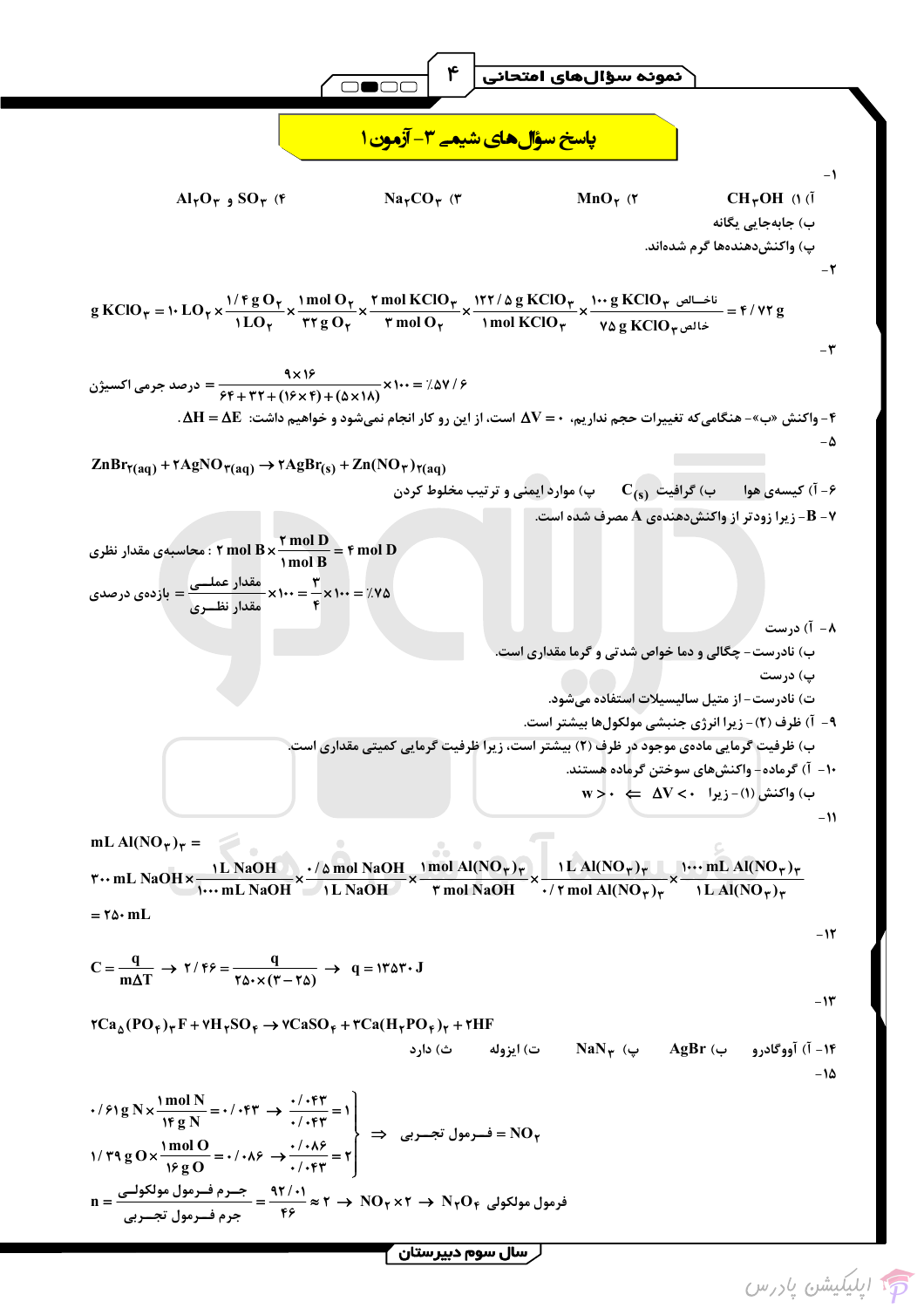# پاسخ سؤال‌های شیمی ۳- آزمون ۱

-۱

آ) ۱) $CH_3OH$ &nbsp;&nbsp; ۲) $MnO_2$ &nbsp;&nbsp; ۳) $Na_2CO_3$ &nbsp;&nbsp; ۴) $SO_3$ و $Al_2O_3$

ب) جابه‌جایی یگانه

پ) واکنش‌دهنده‌ها گرم شده‌اند.

-۲

$$g\ KClO_3 = 10\ LO_2 \times \frac{1/4\ g\ O_2}{1\ LO_2} \times \frac{1\ mol\ O_2}{32\ g\ O_2} \times \frac{2\ mol\ KClO_3}{3\ mol\ O_2} \times \frac{122/5\ g\ KClO_3}{1\ mol\ KClO_3} \times \frac{100\ g\ KClO_3\ \text{ناخالص}}{75\ g\ KClO_3\ \text{خالص}} = 4/72\ g$$

-۳

$$\text{درصد جرمی اکسیژن} = \frac{9\times16}{64+32+(16\times4)+(5\times18)}\times100 = \%57/6$$

-۴ واکنش «ب»- هنگامی که تغییرات حجم نداریم، $\Delta V = 0$ است، از این رو کار انجام نمی‌شود و خواهیم داشت: $\Delta H = \Delta E$.

-۵

$$ZnBr_{2(aq)} + 2AgNO_{3(aq)} \rightarrow 2AgBr_{(s)} + Zn(NO_3)_{2(aq)}$$

-۶ آ) کیسهٔ هوا &nbsp;&nbsp; ب) گرافیت $C_{(s)}$ &nbsp;&nbsp; پ) موارد ایمنی و ترتیب مخلوط کردن

-۷ B- زیرا زودتر از واکنش‌دهندهٔ A مصرف شده است.

$$\text{محاسبهٔ مقدار نظری}: 2\ mol\ B \times \frac{2\ mol\ D}{1\ mol\ B} = 4\ mol\ D$$

$$\text{بازدهی درصدی} = \frac{\text{مقدار عملی}}{\text{مقدار نظری}}\times100 = \frac{3}{4}\times100 = \%75$$

-۸ آ) درست

ب) نادرست- چگالی و دما خواص شدتی و گرما مقداری است.

پ) درست

ت) نادرست- از متیل سالیسیلات استفاده می‌شود.

-۹ آ) ظرف (۲)- زیرا انرژی جنبشی مولکول‌ها بیشتر است.

ب) ظرفیت گرمایی مادهٔ موجود در ظرف (۲) بیشتر است، زیرا ظرفیت گرمایی کمیتی مقداری است.

-۱۰ آ) گرماده- واکنش‌های سوختن گرماده هستند.

ب) واکنش (۱)- زیرا $\Delta V < 0 \Leftarrow w > 0$

-۱۱

$$mL\ Al(NO_3)_3 =$$

$$300\ mL\ NaOH \times \frac{1\ L\ NaOH}{1000\ mL\ NaOH} \times \frac{0/5\ mol\ NaOH}{1\ L\ NaOH} \times \frac{1\ mol\ Al(NO_3)_3}{3\ mol\ NaOH} \times \frac{1\ L\ Al(NO_3)_3}{0/2\ mol\ Al(NO_3)_3} \times \frac{1000\ mL\ Al(NO_3)_3}{1\ L\ Al(NO_3)_3}$$

$$= 250\ mL$$

-۱۲

$$C = \frac{q}{m\Delta T} \rightarrow 2/46 = \frac{q}{250\times(3-25)} \rightarrow q = 13530\ J$$

-۱۳

$$2Ca_5(PO_4)_3F + 7H_2SO_4 \rightarrow 7CaSO_4 + 3Ca(H_2PO_4)_2 + 2HF$$

-۱۴ آ) آووگادرو &nbsp;&nbsp; ب) $AgBr$ &nbsp;&nbsp; پ) $NaN_3$ &nbsp;&nbsp; ت) ایزوله &nbsp;&nbsp; ث) دارد

-۱۵

$$0/61\ g\ N \times \frac{1\ mol\ N}{14\ g\ N} = 0/043 \rightarrow \frac{0/043}{0/043} = 1$$

$$1/39\ g\ O \times \frac{1\ mol\ O}{16\ g\ O} = 0/086 \rightarrow \frac{0/086}{0/043} = 2$$

$$\Rightarrow \text{فرمول تجربی} = NO_2$$

$$n = \frac{\text{جرم فرمول مولکولی}}{\text{جرم فرمول تجربی}} = \frac{92/01}{46} \approx 2 \rightarrow NO_2\times2 \rightarrow N_2O_4\ \text{فرمول مولکولی}$$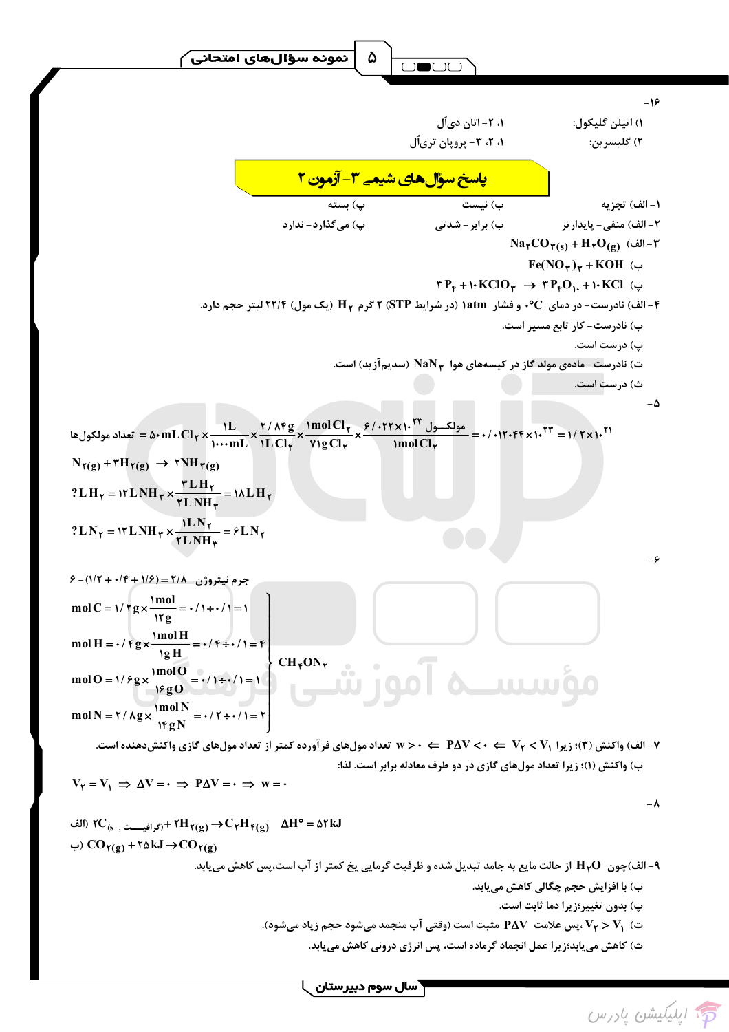۱۶-

۱) اتیلن گلیکول: ‏۱، ۲- اتان دی‌اُل

۲) گلیسرین: ‏۱، ۲، ۳- پروپان تری‌اُل

## پاسخ سؤال‌های شیمی ۳- آزمون ۲

۱- الف) تجزیه &nbsp;&nbsp;&nbsp; ب) نیست &nbsp;&nbsp;&nbsp; پ) بسته

۲- الف) منفی - پایدارتر &nbsp;&nbsp;&nbsp; ب) برابر - شدتی &nbsp;&nbsp;&nbsp; پ) می‌گذارد - ندارد

۳- الف) $Na_2CO_{3(s)} + H_2O_{(g)}$

ب) $Fe(NO_3)_3 + KOH$

پ) $3P_4 + 10KClO_3 \rightarrow 3P_4O_{10} + 10KCl$

۴- الف) نادرست - در دمای $0°C$ و فشار $1atm$ (در شرایط STP) ۲ گرم $H_2$ (یک مول) ۲۲/۴ لیتر حجم دارد.

ب) نادرست - کار تابع مسیر است.

پ) درست است.

ت) نادرست - ماده‌ی مولد گاز در کیسه‌های هوا $NaN_3$ (سدیم‌آزید) است.

ث) درست است.

۵-

$$\text{تعداد مولکول‌ها} = 50mL\,Cl_2 \times \frac{1L}{1000mL} \times \frac{2/84g}{1L\,Cl_2} \times \frac{1mol\,Cl_2}{71g\,Cl_2} \times \frac{6/022\times10^{23}\ \text{مولکول}}{1mol\,Cl_2} = 0/012044\times10^{23} = 1/2\times10^{21}$$

$$N_{2(g)} + 3H_{2(g)} \rightarrow 2NH_{3(g)}$$

$$?L\,H_2 = 12L\,NH_3 \times \frac{3L\,H_2}{2L\,NH_3} = 18L\,H_2$$

$$?L\,N_2 = 12L\,NH_3 \times \frac{1L\,N_2}{2L\,NH_3} = 6L\,N_2$$

۶-

جرم نیتروژن $6-(1/2+0/4+1/6)=2/8$

$$mol\,C = 1/2g \times \frac{1mol}{12g} = 0/1 \div 0/1 = 1$$

$$mol\,H = 0/4g \times \frac{1mol\,H}{1g\,H} = 0/4 \div 0/1 = 4$$

$$mol\,O = 1/6g \times \frac{1mol\,O}{16g\,O} = 0/1 \div 0/1 = 1$$

$$mol\,N = 2/8g \times \frac{1mol\,N}{14g\,N} = 0/2 \div 0/1 = 2$$

$\Rightarrow CH_4ON_2$

۷- الف) واکنش (۳)؛ زیرا $V_2 < V_1 \Leftarrow P\Delta V < 0 \Leftarrow w > 0$ تعداد مول‌های فرآورده کمتر از تعداد مول‌های گازی واکنش‌دهنده است.

ب) واکنش (۱)؛ زیرا تعداد مول‌های گازی در دو طرف معادله برابر است. لذا:

$$V_2 = V_1 \Rightarrow \Delta V = 0 \Rightarrow P\Delta V = 0 \Rightarrow w = 0$$

۸-

الف) $2C_{(s\,,\,\text{گرافیت})} + 2H_{2(g)} \rightarrow C_2H_{4(g)} \quad \Delta H° = 52kJ$

ب) $CO_{2(g)} + 25kJ \rightarrow CO_{2(g)}$

۹- الف) چون $H_2O$ از حالت مایع به جامد تبدیل شده و ظرفیت گرمایی یخ کمتر از آب است، پس کاهش می‌یابد.

ب) با افزایش حجم چگالی کاهش می‌یابد.

پ) بدون تغییر؛ زیرا دما ثابت است.

ت) $V_2 > V_1$، پس علامت $P\Delta V$ مثبت است (وقتی آب منجمد می‌شود حجم زیاد می‌شود).

ث) کاهش می‌یابد؛ زیرا عمل انجماد گرماده است، پس انرژی درونی کاهش می‌یابد.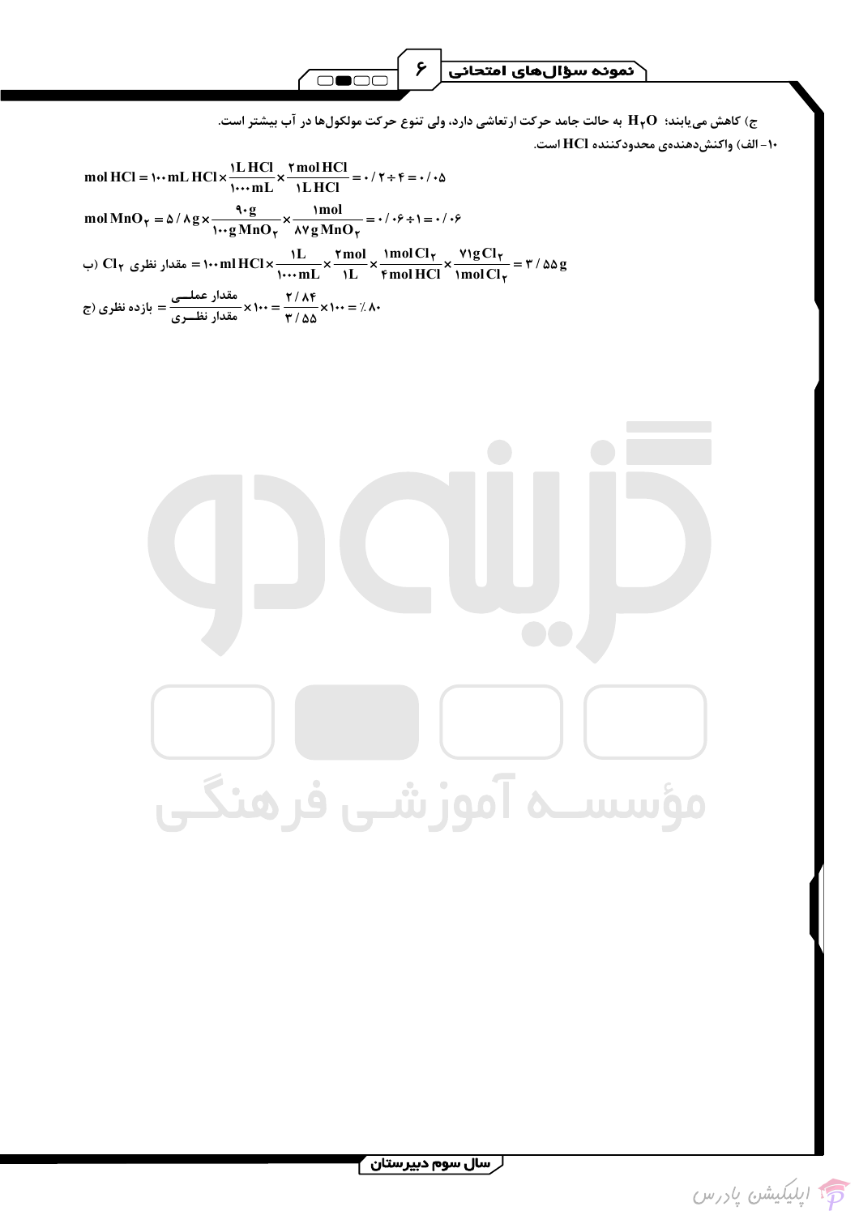ج) کاهش می‌یابند؛ $H_2O$ به حالت جامد حرکت ارتعاشی دارد، ولی تنوع حرکت مولکول‌ها در آب بیشتر است.

۱۰- الف) واکنش‌دهنده‌ی محدودکننده HCl است.

$$\text{mol HCl} = ۱۰۰\,\text{mL HCl} \times \frac{۱\,\text{L HCl}}{۱۰۰۰\,\text{mL}} \times \frac{۲\,\text{mol HCl}}{۱\,\text{L HCl}} = ۰/۲ \div ۴ = ۰/۰۵$$

$$\text{mol MnO}_۲ = ۵/۸\,\text{g} \times \frac{۹۰\,\text{g}}{۱۰۰\,\text{g MnO}_۲} \times \frac{۱\,\text{mol}}{۸۷\,\text{g MnO}_۲} = ۰/۰۶ \div ۱ = ۰/۰۶$$

ب) $Cl_2$ مقدار نظری $= ۱۰۰\,\text{ml HCl} \times \frac{۱\,\text{L}}{۱۰۰۰\,\text{mL}} \times \frac{۲\,\text{mol}}{۱\,\text{L}} \times \frac{۱\,\text{mol Cl}_۲}{۴\,\text{mol HCl}} \times \frac{۷۱\,\text{g Cl}_۲}{۱\,\text{mol Cl}_۲} = ۳/۵۵\,\text{g}$

ج) بازده نظری $= \frac{\text{مقدار عملی}}{\text{مقدار نظری}} \times ۱۰۰ = \frac{۲/۸۴}{۳/۵۵} \times ۱۰۰ = ۸۰\,\%$